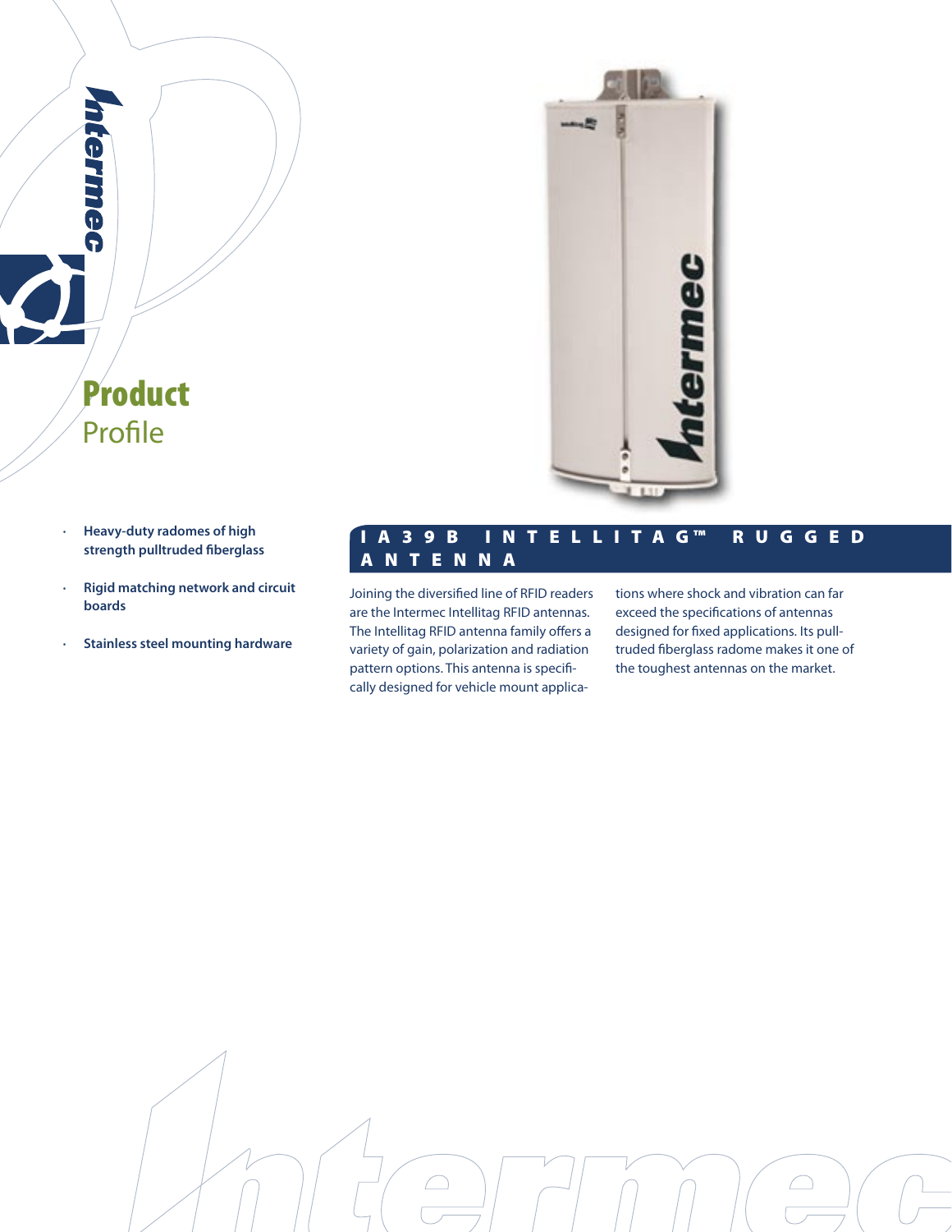# Product
Profile

- Heavy-duty radomes of high strength pulltruded fiberglass
- Rigid matching network and circuit boards
- Stainless steel mounting hardware

## IA39B Intellitag™ Rugged Antenna

Joining the diversified line of RFID readers are the Intermec Intellitag RFID antennas. The Intellitag RFID antenna family offers a variety of gain, polarization and radiation pattern options. This antenna is specifically designed for vehicle mount applications where shock and vibration can far exceed the specifications of antennas designed for fixed applications. Its pulltruded fiberglass radome makes it one of the toughest antennas on the market.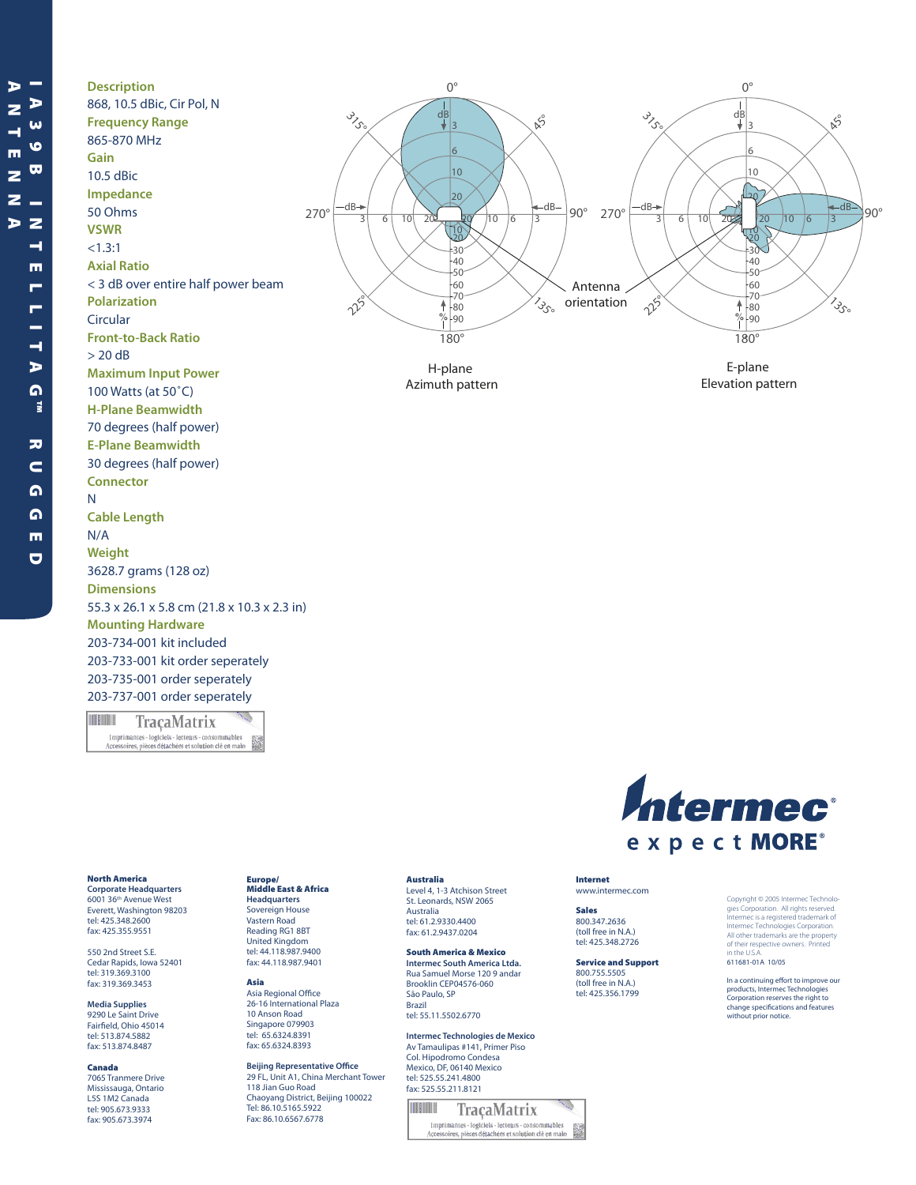IA39B INTELLITAG™ RUGGED ANTENNA

**Description**
868, 10.5 dBic, Cir Pol, N

**Frequency Range**
865-870 MHz

**Gain**
10.5 dBic

**Impedance**
50 Ohms

**VSWR**
<1.3:1

**Axial Ratio**
< 3 dB over entire half power beam

**Polarization**
Circular

**Front-to-Back Ratio**
> 20 dB

**Maximum Input Power**
100 Watts (at 50˚C)

**H-Plane Beamwidth**
70 degrees (half power)

**E-Plane Beamwidth**
30 degrees (half power)

**Connector**
N

**Cable Length**
N/A

**Weight**
3628.7 grams (128 oz)

**Dimensions**
55.3 x 26.1 x 5.8 cm (21.8 x 10.3 x 2.3 in)

**Mounting Hardware**
203-734-001 kit included
203-733-001 kit order seperately
203-735-001 order seperately
203-737-001 order seperately

0°
45°
90°
135°
180°
225°
270°
315°
dB
3
6
10
20
30
40
50
60
70
80
90
%
Antenna orientation

H-plane
Azimuth pattern

E-plane
Elevation pattern

Intermec
expect MORE®

**North America**
**Corporate Headquarters**
6001 36th Avenue West
Everett, Washington 98203
tel: 425.348.2600
fax: 425.355.9551

550 2nd Street S.E.
Cedar Rapids, Iowa 52401
tel: 319.369.3100
fax: 319.369.3453

**Media Supplies**
9290 Le Saint Drive
Fairfield, Ohio 45014
tel: 513.874.5882
fax: 513.874.8487

**Canada**
7065 Tranmere Drive
Mississauga, Ontario
L5S 1M2 Canada
tel: 905.673.9333
fax: 905.673.3974

**Europe/ Middle East & Africa Headquarters**
Sovereign House
Vastern Road
Reading RG1 8BT
United Kingdom
tel: 44.118.987.9400
fax: 44.118.987.9401

**Asia**
Asia Regional Office
26-16 International Plaza
10 Anson Road
Singapore 079903
tel: 65.6324.8391
fax: 65.6324.8393

**Beijing Representative Office**
29 FL, Unit A1, China Merchant Tower
118 Jian Guo Road
Chaoyang District, Beijing 100022
Tel: 86.10.5165.5922
Fax: 86.10.6567.6778

**Australia**
Level 4, 1-3 Atchison Street
St. Leonards, NSW 2065
Australia
tel: 61.2.9330.4400
fax: 61.2.9437.0204

**South America & Mexico**
**Intermec South America Ltda.**
Rua Samuel Morse 120 9 andar
Brooklin CEP04576-060
São Paulo, SP
Brazil
tel: 55.11.5502.6770

**Intermec Technologies de Mexico**
Av Tamaulipas #141, Primer Piso
Col. Hipodromo Condesa
Mexico, DF, 06140 Mexico
tel: 525.55.241.4800
fax: 525.55.211.8121

**Internet**
www.intermec.com

**Sales**
800.347.2636
(toll free in N.A.)
tel: 425.348.2726

**Service and Support**
800.755.5505
(toll free in N.A.)
tel: 425.356.1799

Copyright © 2005 Intermec Technologies Corporation. All rights reserved. Intermec is a registered trademark of Intermec Technologies Corporation. All other trademarks are the property of their respective owners. Printed in the U.S.A.
611681-01A 10/05

In a continuing effort to improve our products, Intermec Technologies Corporation reserves the right to change specifications and features without prior notice.